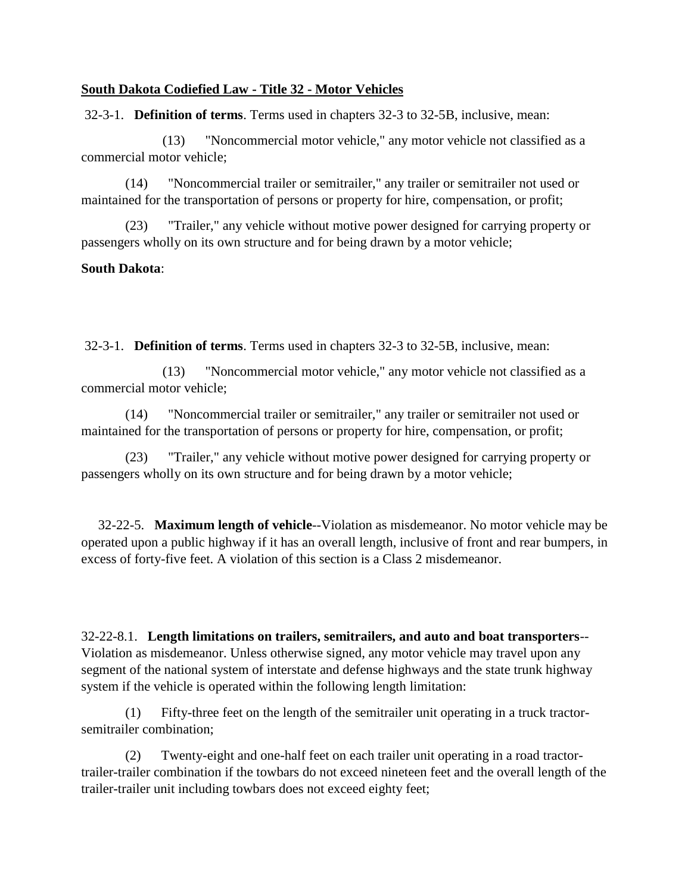**South Dakota Codified Law - Title 32 - Motor Vehicles**

32-3-1. **Definition of terms**. Terms used in chapters 32-3 to 32-5B, inclusive, mean:

(13) "Noncommercial motor vehicle," any motor vehicle not classified as a commercial motor vehicle;

(14) "Noncommercial trailer or semitrailer," any trailer or semitrailer not used or maintained for the transportation of persons or property for hire, compensation, or profit;

(23) "Trailer," any vehicle without motive power designed for carrying property or passengers wholly on its own structure and for being drawn by a motor vehicle;

**South Dakota**:

32-3-1. **Definition of terms**. Terms used in chapters 32-3 to 32-5B, inclusive, mean:

(13) "Noncommercial motor vehicle," any motor vehicle not classified as a commercial motor vehicle;

(14) "Noncommercial trailer or semitrailer," any trailer or semitrailer not used or maintained for the transportation of persons or property for hire, compensation, or profit;

(23) "Trailer," any vehicle without motive power designed for carrying property or passengers wholly on its own structure and for being drawn by a motor vehicle;

32-22-5. **Maximum length of vehicle**--Violation as misdemeanor. No motor vehicle may be operated upon a public highway if it has an overall length, inclusive of front and rear bumpers, in excess of forty-five feet. A violation of this section is a Class 2 misdemeanor.

32-22-8.1. **Length limitations on trailers, semitrailers, and auto and boat transporters**--Violation as misdemeanor. Unless otherwise signed, any motor vehicle may travel upon any segment of the national system of interstate and defense highways and the state trunk highway system if the vehicle is operated within the following length limitation:

(1) Fifty-three feet on the length of the semitrailer unit operating in a truck tractor-semitrailer combination;

(2) Twenty-eight and one-half feet on each trailer unit operating in a road tractor-trailer-trailer combination if the towbars do not exceed nineteen feet and the overall length of the trailer-trailer unit including towbars does not exceed eighty feet;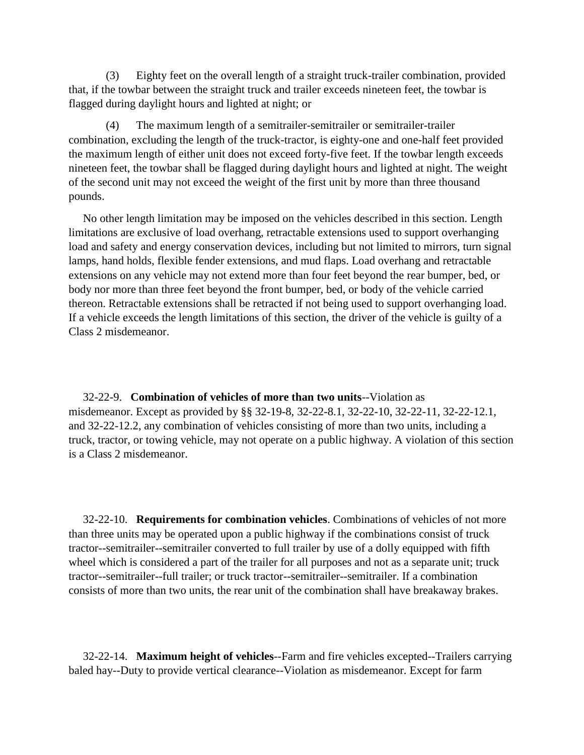(3) Eighty feet on the overall length of a straight truck-trailer combination, provided that, if the towbar between the straight truck and trailer exceeds nineteen feet, the towbar is flagged during daylight hours and lighted at night; or

(4) The maximum length of a semitrailer-semitrailer or semitrailer-trailer combination, excluding the length of the truck-tractor, is eighty-one and one-half feet provided the maximum length of either unit does not exceed forty-five feet. If the towbar length exceeds nineteen feet, the towbar shall be flagged during daylight hours and lighted at night. The weight of the second unit may not exceed the weight of the first unit by more than three thousand pounds.

No other length limitation may be imposed on the vehicles described in this section. Length limitations are exclusive of load overhang, retractable extensions used to support overhanging load and safety and energy conservation devices, including but not limited to mirrors, turn signal lamps, hand holds, flexible fender extensions, and mud flaps. Load overhang and retractable extensions on any vehicle may not extend more than four feet beyond the rear bumper, bed, or body nor more than three feet beyond the front bumper, bed, or body of the vehicle carried thereon. Retractable extensions shall be retracted if not being used to support overhanging load. If a vehicle exceeds the length limitations of this section, the driver of the vehicle is guilty of a Class 2 misdemeanor.

32-22-9. **Combination of vehicles of more than two units**--Violation as misdemeanor. Except as provided by §§ 32-19-8, 32-22-8.1, 32-22-10, 32-22-11, 32-22-12.1, and 32-22-12.2, any combination of vehicles consisting of more than two units, including a truck, tractor, or towing vehicle, may not operate on a public highway. A violation of this section is a Class 2 misdemeanor.

32-22-10. **Requirements for combination vehicles**. Combinations of vehicles of not more than three units may be operated upon a public highway if the combinations consist of truck tractor--semitrailer--semitrailer converted to full trailer by use of a dolly equipped with fifth wheel which is considered a part of the trailer for all purposes and not as a separate unit; truck tractor--semitrailer--full trailer; or truck tractor--semitrailer--semitrailer. If a combination consists of more than two units, the rear unit of the combination shall have breakaway brakes.

32-22-14. **Maximum height of vehicles**--Farm and fire vehicles excepted--Trailers carrying baled hay--Duty to provide vertical clearance--Violation as misdemeanor. Except for farm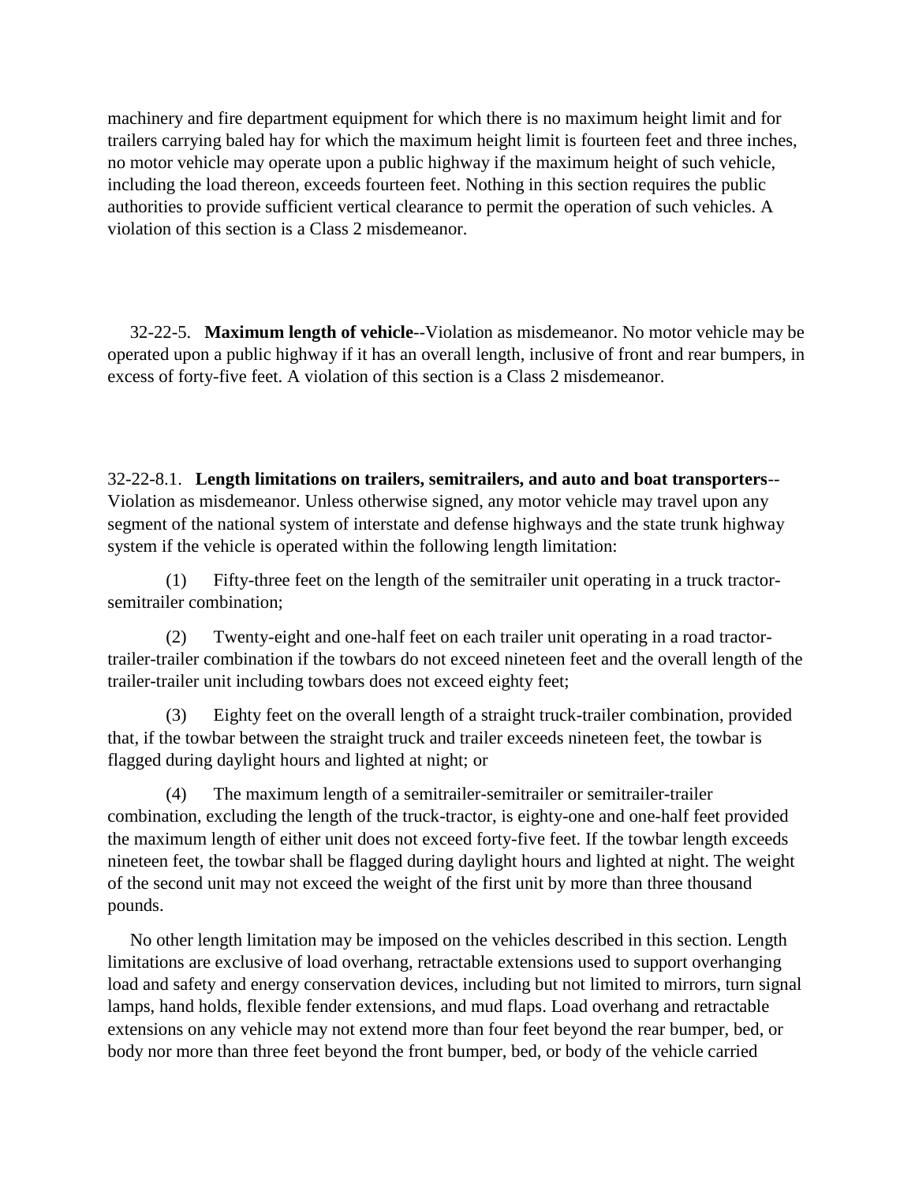machinery and fire department equipment for which there is no maximum height limit and for trailers carrying baled hay for which the maximum height limit is fourteen feet and three inches, no motor vehicle may operate upon a public highway if the maximum height of such vehicle, including the load thereon, exceeds fourteen feet. Nothing in this section requires the public authorities to provide sufficient vertical clearance to permit the operation of such vehicles. A violation of this section is a Class 2 misdemeanor.

32-22-5. **Maximum length of vehicle**--Violation as misdemeanor. No motor vehicle may be operated upon a public highway if it has an overall length, inclusive of front and rear bumpers, in excess of forty-five feet. A violation of this section is a Class 2 misdemeanor.

32-22-8.1. **Length limitations on trailers, semitrailers, and auto and boat transporters**--Violation as misdemeanor. Unless otherwise signed, any motor vehicle may travel upon any segment of the national system of interstate and defense highways and the state trunk highway system if the vehicle is operated within the following length limitation:

(1) Fifty-three feet on the length of the semitrailer unit operating in a truck tractor-semitrailer combination;

(2) Twenty-eight and one-half feet on each trailer unit operating in a road tractor-trailer-trailer combination if the towbars do not exceed nineteen feet and the overall length of the trailer-trailer unit including towbars does not exceed eighty feet;

(3) Eighty feet on the overall length of a straight truck-trailer combination, provided that, if the towbar between the straight truck and trailer exceeds nineteen feet, the towbar is flagged during daylight hours and lighted at night; or

(4) The maximum length of a semitrailer-semitrailer or semitrailer-trailer combination, excluding the length of the truck-tractor, is eighty-one and one-half feet provided the maximum length of either unit does not exceed forty-five feet. If the towbar length exceeds nineteen feet, the towbar shall be flagged during daylight hours and lighted at night. The weight of the second unit may not exceed the weight of the first unit by more than three thousand pounds.

No other length limitation may be imposed on the vehicles described in this section. Length limitations are exclusive of load overhang, retractable extensions used to support overhanging load and safety and energy conservation devices, including but not limited to mirrors, turn signal lamps, hand holds, flexible fender extensions, and mud flaps. Load overhang and retractable extensions on any vehicle may not extend more than four feet beyond the rear bumper, bed, or body nor more than three feet beyond the front bumper, bed, or body of the vehicle carried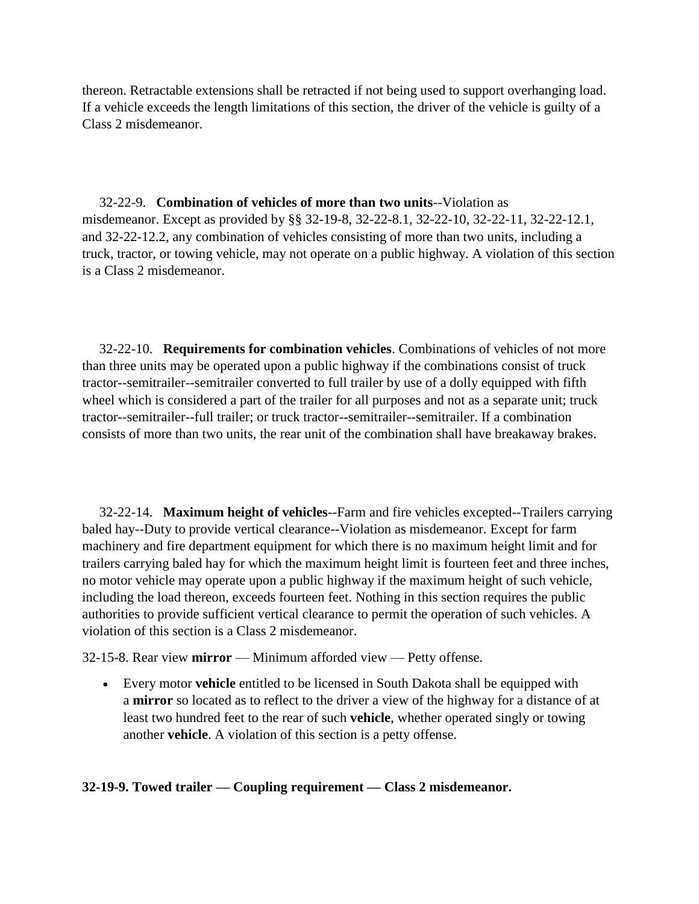thereon. Retractable extensions shall be retracted if not being used to support overhanging load. If a vehicle exceeds the length limitations of this section, the driver of the vehicle is guilty of a Class 2 misdemeanor.

32-22-9. **Combination of vehicles of more than two units**--Violation as misdemeanor. Except as provided by §§ 32-19-8, 32-22-8.1, 32-22-10, 32-22-11, 32-22-12.1, and 32-22-12.2, any combination of vehicles consisting of more than two units, including a truck, tractor, or towing vehicle, may not operate on a public highway. A violation of this section is a Class 2 misdemeanor.

32-22-10. **Requirements for combination vehicles**. Combinations of vehicles of not more than three units may be operated upon a public highway if the combinations consist of truck tractor--semitrailer--semitrailer converted to full trailer by use of a dolly equipped with fifth wheel which is considered a part of the trailer for all purposes and not as a separate unit; truck tractor--semitrailer--full trailer; or truck tractor--semitrailer--semitrailer. If a combination consists of more than two units, the rear unit of the combination shall have breakaway brakes.

32-22-14. **Maximum height of vehicles**--Farm and fire vehicles excepted--Trailers carrying baled hay--Duty to provide vertical clearance--Violation as misdemeanor. Except for farm machinery and fire department equipment for which there is no maximum height limit and for trailers carrying baled hay for which the maximum height limit is fourteen feet and three inches, no motor vehicle may operate upon a public highway if the maximum height of such vehicle, including the load thereon, exceeds fourteen feet. Nothing in this section requires the public authorities to provide sufficient vertical clearance to permit the operation of such vehicles. A violation of this section is a Class 2 misdemeanor.

32-15-8. Rear view **mirror** — Minimum afforded view — Petty offense.

- Every motor **vehicle** entitled to be licensed in South Dakota shall be equipped with a **mirror** so located as to reflect to the driver a view of the highway for a distance of at least two hundred feet to the rear of such **vehicle**, whether operated singly or towing another **vehicle**. A violation of this section is a petty offense.

**32-19-9. Towed trailer — Coupling requirement — Class 2 misdemeanor.**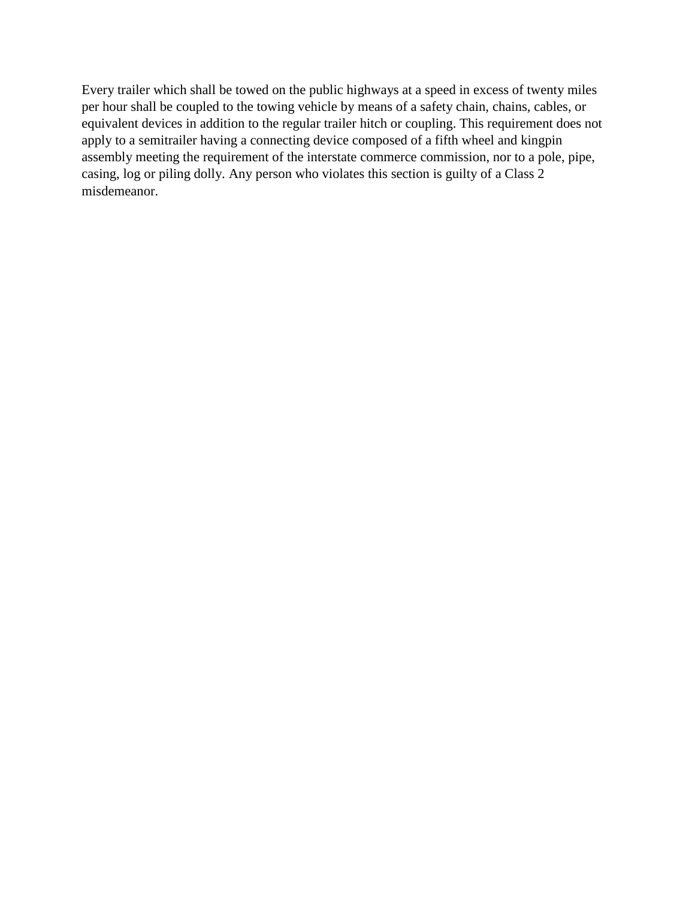Every trailer which shall be towed on the public highways at a speed in excess of twenty miles per hour shall be coupled to the towing vehicle by means of a safety chain, chains, cables, or equivalent devices in addition to the regular trailer hitch or coupling. This requirement does not apply to a semitrailer having a connecting device composed of a fifth wheel and kingpin assembly meeting the requirement of the interstate commerce commission, nor to a pole, pipe, casing, log or piling dolly. Any person who violates this section is guilty of a Class 2 misdemeanor.